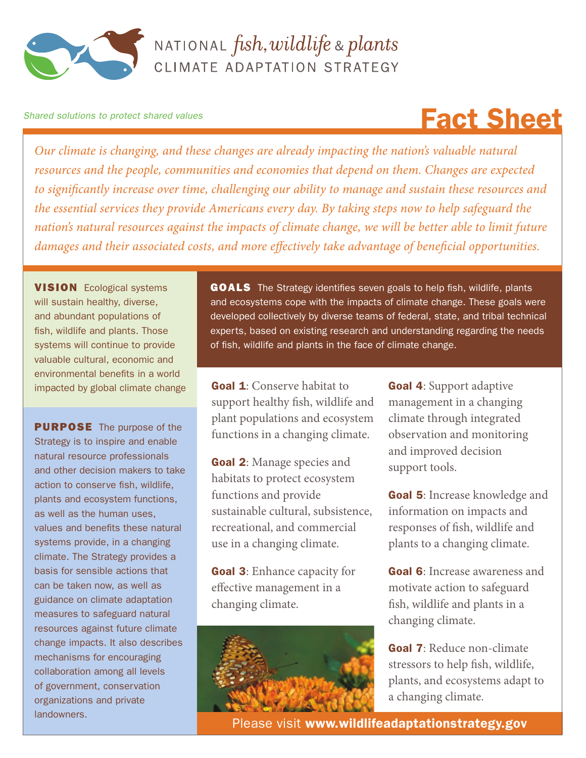NATIONAL *fish, wildlife & plants*
CLIMATE ADAPTATION STRATEGY

*Shared solutions to protect shared values*

# Fact Sheet

*Our climate is changing, and these changes are already impacting the nation's valuable natural resources and the people, communities and economies that depend on them. Changes are expected to significantly increase over time, challenging our ability to manage and sustain these resources and the essential services they provide Americans every day. By taking steps now to help safeguard the nation's natural resources against the impacts of climate change, we will be better able to limit future damages and their associated costs, and more effectively take advantage of beneficial opportunities.*

**VISION** Ecological systems will sustain healthy, diverse, and abundant populations of fish, wildlife and plants. Those systems will continue to provide valuable cultural, economic and environmental benefits in a world impacted by global climate change

**PURPOSE** The purpose of the Strategy is to inspire and enable natural resource professionals and other decision makers to take action to conserve fish, wildlife, plants and ecosystem functions, as well as the human uses, values and benefits these natural systems provide, in a changing climate. The Strategy provides a basis for sensible actions that can be taken now, as well as guidance on climate adaptation measures to safeguard natural resources against future climate change impacts. It also describes mechanisms for encouraging collaboration among all levels of government, conservation organizations and private landowners.

**GOALS** The Strategy identifies seven goals to help fish, wildlife, plants and ecosystems cope with the impacts of climate change. These goals were developed collectively by diverse teams of federal, state, and tribal technical experts, based on existing research and understanding regarding the needs of fish, wildlife and plants in the face of climate change.

**Goal 1**: Conserve habitat to support healthy fish, wildlife and plant populations and ecosystem functions in a changing climate.

**Goal 2**: Manage species and habitats to protect ecosystem functions and provide sustainable cultural, subsistence, recreational, and commercial use in a changing climate.

**Goal 3**: Enhance capacity for effective management in a changing climate.

**Goal 4**: Support adaptive management in a changing climate through integrated observation and monitoring and improved decision support tools.

**Goal 5**: Increase knowledge and information on impacts and responses of fish, wildlife and plants to a changing climate.

**Goal 6**: Increase awareness and motivate action to safeguard fish, wildlife and plants in a changing climate.

**Goal 7**: Reduce non-climate stressors to help fish, wildlife, plants, and ecosystems adapt to a changing climate.

Please visit **www.wildlifeadaptationstrategy.gov**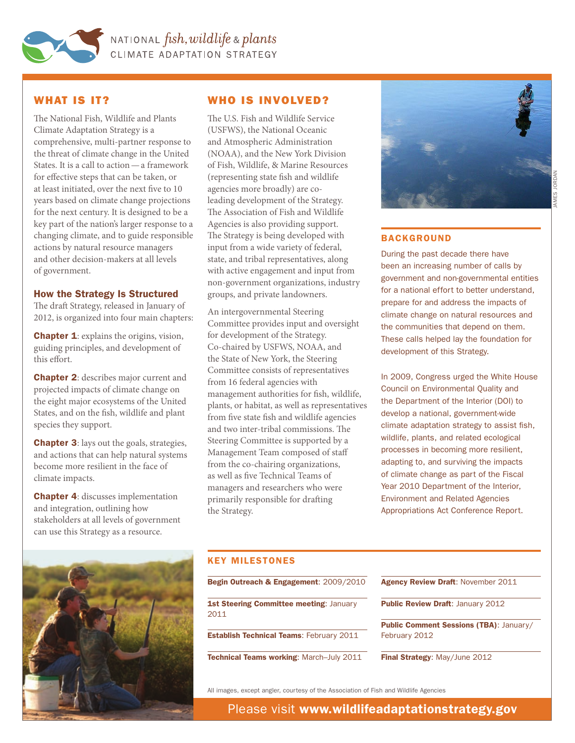NATIONAL *fish, wildlife & plants*
CLIMATE ADAPTATION STRATEGY

## WHAT IS IT?

The National Fish, Wildlife and Plants Climate Adaptation Strategy is a comprehensive, multi-partner response to the threat of climate change in the United States. It is a call to action — a framework for effective steps that can be taken, or at least initiated, over the next five to 10 years based on climate change projections for the next century. It is designed to be a key part of the nation's larger response to a changing climate, and to guide responsible actions by natural resource managers and other decision-makers at all levels of government.

### How the Strategy Is Structured

The draft Strategy, released in January of 2012, is organized into four main chapters:

**Chapter 1**: explains the origins, vision, guiding principles, and development of this effort.

**Chapter 2**: describes major current and projected impacts of climate change on the eight major ecosystems of the United States, and on the fish, wildlife and plant species they support.

**Chapter 3**: lays out the goals, strategies, and actions that can help natural systems become more resilient in the face of climate impacts.

**Chapter 4**: discusses implementation and integration, outlining how stakeholders at all levels of government can use this Strategy as a resource.

## WHO IS INVOLVED?

The U.S. Fish and Wildlife Service (USFWS), the National Oceanic and Atmospheric Administration (NOAA), and the New York Division of Fish, Wildlife, & Marine Resources (representing state fish and wildlife agencies more broadly) are co-leading development of the Strategy. The Association of Fish and Wildlife Agencies is also providing support. The Strategy is being developed with input from a wide variety of federal, state, and tribal representatives, along with active engagement and input from non-government organizations, industry groups, and private landowners.

An intergovernmental Steering Committee provides input and oversight for development of the Strategy. Co-chaired by USFWS, NOAA, and the State of New York, the Steering Committee consists of representatives from 16 federal agencies with management authorities for fish, wildlife, plants, or habitat, as well as representatives from five state fish and wildlife agencies and two inter-tribal commissions. The Steering Committee is supported by a Management Team composed of staff from the co-chairing organizations, as well as five Technical Teams of managers and researchers who were primarily responsible for drafting the Strategy.

JAMES JORDAN

## BACKGROUND

During the past decade there have been an increasing number of calls by government and non-governmental entities for a national effort to better understand, prepare for and address the impacts of climate change on natural resources and the communities that depend on them. These calls helped lay the foundation for development of this Strategy.

In 2009, Congress urged the White House Council on Environmental Quality and the Department of the Interior (DOI) to develop a national, government-wide climate adaptation strategy to assist fish, wildlife, plants, and related ecological processes in becoming more resilient, adapting to, and surviving the impacts of climate change as part of the Fiscal Year 2010 Department of the Interior, Environment and Related Agencies Appropriations Act Conference Report.

## KEY MILESTONES

**Begin Outreach & Engagement**: 2009/2010

**1st Steering Committee meeting**: January 2011

**Establish Technical Teams**: February 2011

**Technical Teams working**: March–July 2011

**Agency Review Draft**: November 2011

**Public Review Draft**: January 2012

**Public Comment Sessions (TBA)**: January/February 2012

**Final Strategy**: May/June 2012

All images, except angler, courtesy of the Association of Fish and Wildlife Agencies

Please visit **www.wildlifeadaptationstrategy.gov**